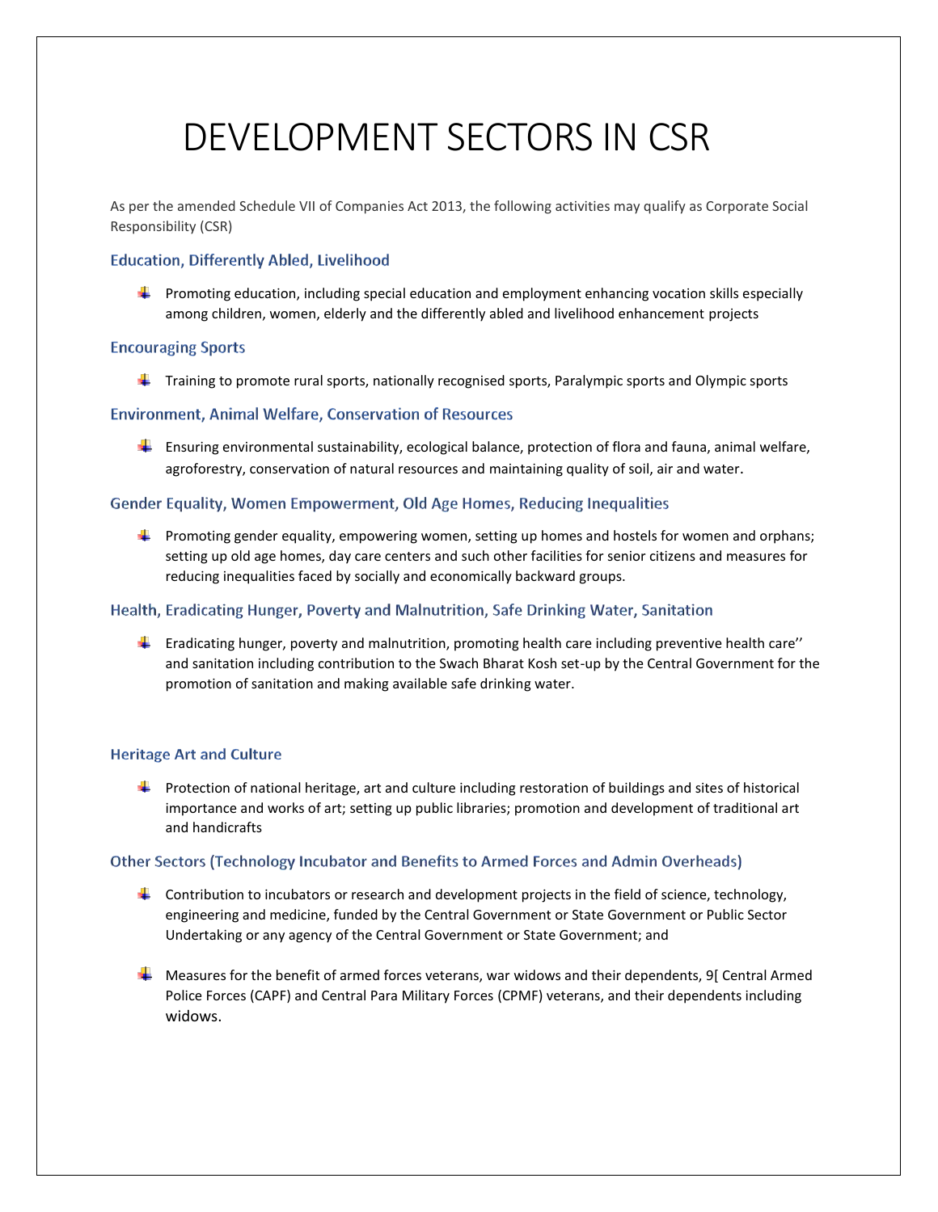# DEVELOPMENT SECTORS IN CSR

As per the amended Schedule VII of Companies Act 2013, the following activities may qualify as Corporate Social Responsibility (CSR)

### Education, Differently Abled, Livelihood

- Promoting education, including special education and employment enhancing vocation skills especially among children, women, elderly and the differently abled and livelihood enhancement projects

### Encouraging Sports

- Training to promote rural sports, nationally recognised sports, Paralympic sports and Olympic sports

### Environment, Animal Welfare, Conservation of Resources

- Ensuring environmental sustainability, ecological balance, protection of flora and fauna, animal welfare, agroforestry, conservation of natural resources and maintaining quality of soil, air and water.

### Gender Equality, Women Empowerment, Old Age Homes, Reducing Inequalities

- Promoting gender equality, empowering women, setting up homes and hostels for women and orphans; setting up old age homes, day care centers and such other facilities for senior citizens and measures for reducing inequalities faced by socially and economically backward groups.

### Health, Eradicating Hunger, Poverty and Malnutrition, Safe Drinking Water, Sanitation

- Eradicating hunger, poverty and malnutrition, promoting health care including preventive health care'' and sanitation including contribution to the Swach Bharat Kosh set-up by the Central Government for the promotion of sanitation and making available safe drinking water.

### Heritage Art and Culture

- Protection of national heritage, art and culture including restoration of buildings and sites of historical importance and works of art; setting up public libraries; promotion and development of traditional art and handicrafts

### Other Sectors (Technology Incubator and Benefits to Armed Forces and Admin Overheads)

- Contribution to incubators or research and development projects in the field of science, technology, engineering and medicine, funded by the Central Government or State Government or Public Sector Undertaking or any agency of the Central Government or State Government; and

- Measures for the benefit of armed forces veterans, war widows and their dependents, 9[ Central Armed Police Forces (CAPF) and Central Para Military Forces (CPMF) veterans, and their dependents including widows.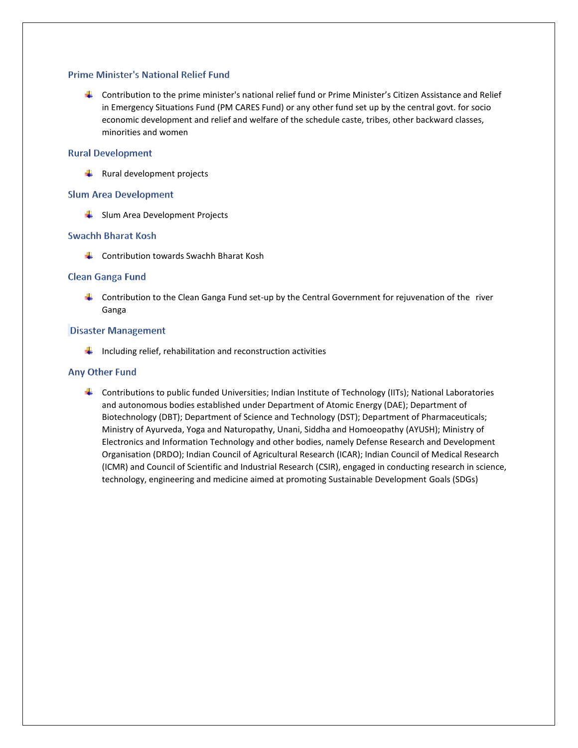### Prime Minister's National Relief Fund

- Contribution to the prime minister's national relief fund or Prime Minister’s Citizen Assistance and Relief in Emergency Situations Fund (PM CARES Fund) or any other fund set up by the central govt. for socio economic development and relief and welfare of the schedule caste, tribes, other backward classes, minorities and women

### Rural Development

- Rural development projects

### Slum Area Development

- Slum Area Development Projects

### Swachh Bharat Kosh

- Contribution towards Swachh Bharat Kosh

### Clean Ganga Fund

- Contribution to the Clean Ganga Fund set-up by the Central Government for rejuvenation of the river Ganga

### Disaster Management

- Including relief, rehabilitation and reconstruction activities

### Any Other Fund

- Contributions to public funded Universities; Indian Institute of Technology (IITs); National Laboratories and autonomous bodies established under Department of Atomic Energy (DAE); Department of Biotechnology (DBT); Department of Science and Technology (DST); Department of Pharmaceuticals; Ministry of Ayurveda, Yoga and Naturopathy, Unani, Siddha and Homoeopathy (AYUSH); Ministry of Electronics and Information Technology and other bodies, namely Defense Research and Development Organisation (DRDO); Indian Council of Agricultural Research (ICAR); Indian Council of Medical Research (ICMR) and Council of Scientific and Industrial Research (CSIR), engaged in conducting research in science, technology, engineering and medicine aimed at promoting Sustainable Development Goals (SDGs)